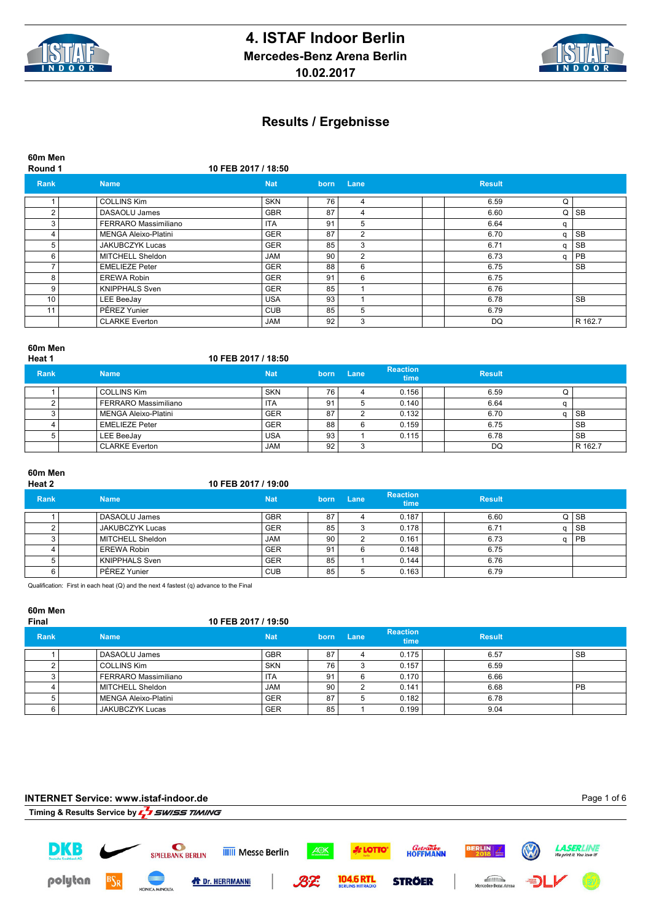# 4. ISTAF Indoor Berlin

## Mercedes-Benz Arena Berlin

## 10.02.2017

## Results / Ergebnisse

### 60m Men
**Round 1** — 10 FEB 2017 / 18:50

| Rank | Name | Nat | born | Lane | Result | | |
|---|---|---|---|---|---|---|---|
| 1 | COLLINS Kim | SKN | 76 | 4 | 6.59 | Q | |
| 2 | DASAOLU James | GBR | 87 | 4 | 6.60 | Q | SB |
| 3 | FERRARO Massimiliano | ITA | 91 | 5 | 6.64 | q | |
| 4 | MENGA Aleixo-Platini | GER | 87 | 2 | 6.70 | q | SB |
| 5 | JAKUBCZYK Lucas | GER | 85 | 3 | 6.71 | q | SB |
| 6 | MITCHELL Sheldon | JAM | 90 | 2 | 6.73 | q | PB |
| 7 | EMELIEZE Peter | GER | 88 | 6 | 6.75 | | SB |
| 8 | EREWA Robin | GER | 91 | 6 | 6.75 | | |
| 9 | KNIPPHALS Sven | GER | 85 | 1 | 6.76 | | |
| 10 | LEE BeeJay | USA | 93 | 1 | 6.78 | | SB |
| 11 | PÉREZ Yunier | CUB | 85 | 5 | 6.79 | | |
| | CLARKE Everton | JAM | 92 | 3 | DQ | | R 162.7 |

### 60m Men
**Heat 1** — 10 FEB 2017 / 18:50

| Rank | Name | Nat | born | Lane | Reaction time | Result | | |
|---|---|---|---|---|---|---|---|---|
| 1 | COLLINS Kim | SKN | 76 | 4 | 0.156 | 6.59 | Q | |
| 2 | FERRARO Massimiliano | ITA | 91 | 5 | 0.140 | 6.64 | q | |
| 3 | MENGA Aleixo-Platini | GER | 87 | 2 | 0.132 | 6.70 | q | SB |
| 4 | EMELIEZE Peter | GER | 88 | 6 | 0.159 | 6.75 | | SB |
| 5 | LEE BeeJay | USA | 93 | 1 | 0.115 | 6.78 | | SB |
| | CLARKE Everton | JAM | 92 | 3 | | DQ | | R 162.7 |

### 60m Men
**Heat 2** — 10 FEB 2017 / 19:00

| Rank | Name | Nat | born | Lane | Reaction time | Result | | |
|---|---|---|---|---|---|---|---|---|
| 1 | DASAOLU James | GBR | 87 | 4 | 0.187 | 6.60 | Q | SB |
| 2 | JAKUBCZYK Lucas | GER | 85 | 3 | 0.178 | 6.71 | q | SB |
| 3 | MITCHELL Sheldon | JAM | 90 | 2 | 0.161 | 6.73 | q | PB |
| 4 | EREWA Robin | GER | 91 | 6 | 0.148 | 6.75 | | |
| 5 | KNIPPHALS Sven | GER | 85 | 1 | 0.144 | 6.76 | | |
| 6 | PÉREZ Yunier | CUB | 85 | 5 | 0.163 | 6.79 | | |

Qualification: First in each heat (Q) and the next 4 fastest (q) advance to the Final

### 60m Men
**Final** — 10 FEB 2017 / 19:50

| Rank | Name | Nat | born | Lane | Reaction time | Result | |
|---|---|---|---|---|---|---|---|
| 1 | DASAOLU James | GBR | 87 | 4 | 0.175 | 6.57 | SB |
| 2 | COLLINS Kim | SKN | 76 | 3 | 0.157 | 6.59 | |
| 3 | FERRARO Massimiliano | ITA | 91 | 6 | 0.170 | 6.66 | |
| 4 | MITCHELL Sheldon | JAM | 90 | 2 | 0.141 | 6.68 | PB |
| 5 | MENGA Aleixo-Platini | GER | 87 | 5 | 0.182 | 6.78 | |
| 6 | JAKUBCZYK Lucas | GER | 85 | 1 | 0.199 | 9.04 | |

**INTERNET Service: www.istaf-indoor.de**

Timing & Results Service by SWISS TIMING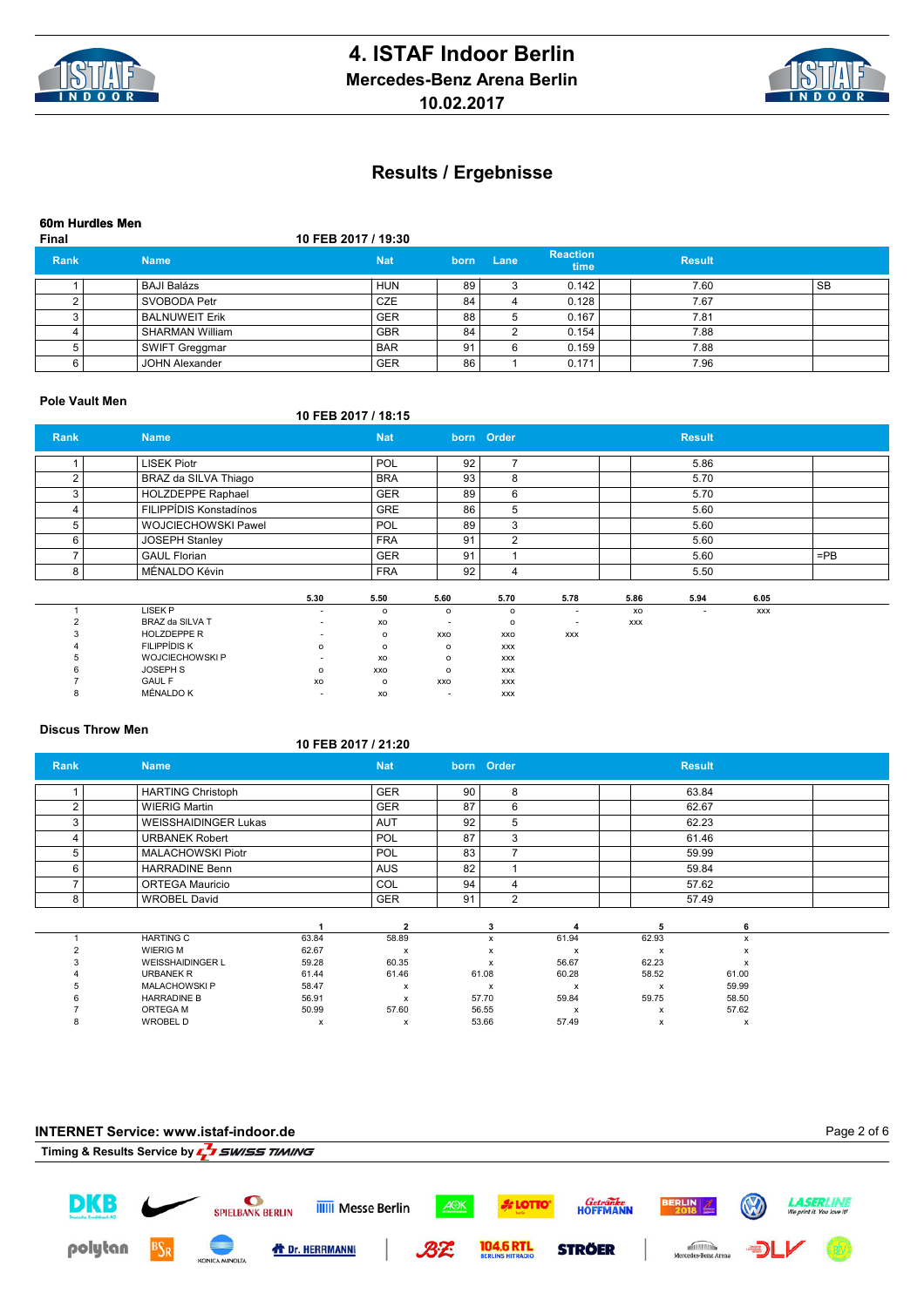# 4. ISTAF Indoor Berlin

## Mercedes-Benz Arena Berlin

## 10.02.2017

## Results / Ergebnisse

### 60m Hurdles Men

**Final** — 10 FEB 2017 / 19:30

| Rank | Name | Nat | born | Lane | Reaction time | Result | |
|---|---|---|---|---|---|---|---|
| 1 | BAJI Balázs | HUN | 89 | 3 | 0.142 | 7.60 | SB |
| 2 | SVOBODA Petr | CZE | 84 | 4 | 0.128 | 7.67 | |
| 3 | BALNUWEIT Erik | GER | 88 | 5 | 0.167 | 7.81 | |
| 4 | SHARMAN William | GBR | 84 | 2 | 0.154 | 7.88 | |
| 5 | SWIFT Greggmar | BAR | 91 | 6 | 0.159 | 7.88 | |
| 6 | JOHN Alexander | GER | 86 | 1 | 0.171 | 7.96 | |

### Pole Vault Men

10 FEB 2017 / 18:15

| Rank | Name | Nat | born | Order | Result | |
|---|---|---|---|---|---|---|
| 1 | LISEK Piotr | POL | 92 | 7 | 5.86 | |
| 2 | BRAZ da SILVA Thiago | BRA | 93 | 8 | 5.70 | |
| 3 | HOLZDEPPE Raphael | GER | 89 | 6 | 5.70 | |
| 4 | FILIPPÍDIS Konstadínos | GRE | 86 | 5 | 5.60 | |
| 5 | WOJCIECHOWSKI Pawel | POL | 89 | 3 | 5.60 | |
| 6 | JOSEPH Stanley | FRA | 91 | 2 | 5.60 | |
| 7 | GAUL Florian | GER | 91 | 1 | 5.60 | =PB |
| 8 | MÉNALDO Kévin | FRA | 92 | 4 | 5.50 | |

| | | 5.30 | 5.50 | 5.60 | 5.70 | 5.78 | 5.86 | 5.94 | 6.05 |
|---|---|---|---|---|---|---|---|---|---|
| 1 | LISEK P | - | o | o | o | - | xo | - | xxx |
| 2 | BRAZ da SILVA T | - | xo | - | o | - | xxx | | |
| 3 | HOLZDEPPE R | - | o | xxo | xxo | xxx | | | |
| 4 | FILIPPÍDIS K | o | o | o | xxx | | | | |
| 5 | WOJCIECHOWSKI P | - | xo | o | xxx | | | | |
| 6 | JOSEPH S | o | xxo | o | xxx | | | | |
| 7 | GAUL F | xo | o | xxo | xxx | | | | |
| 8 | MÉNALDO K | - | xo | - | xxx | | | | |

### Discus Throw Men

10 FEB 2017 / 21:20

| Rank | Name | Nat | born | Order | Result |
|---|---|---|---|---|---|
| 1 | HARTING Christoph | GER | 90 | 8 | 63.84 |
| 2 | WIERIG Martin | GER | 87 | 6 | 62.67 |
| 3 | WEISSHAIDINGER Lukas | AUT | 92 | 5 | 62.23 |
| 4 | URBANEK Robert | POL | 87 | 3 | 61.46 |
| 5 | MALACHOWSKI Piotr | POL | 83 | 7 | 59.99 |
| 6 | HARRADINE Benn | AUS | 82 | 1 | 59.84 |
| 7 | ORTEGA Mauricio | COL | 94 | 4 | 57.62 |
| 8 | WROBEL David | GER | 91 | 2 | 57.49 |

| | | 1 | 2 | 3 | 4 | 5 | 6 |
|---|---|---|---|---|---|---|---|
| 1 | HARTING C | 63.84 | 58.89 | x | 61.94 | 62.93 | x |
| 2 | WIERIG M | 62.67 | x | x | x | x | x |
| 3 | WEISSHAIDINGER L | 59.28 | 60.35 | x | 56.67 | 62.23 | x |
| 4 | URBANEK R | 61.44 | 61.46 | 61.08 | 60.28 | 58.52 | 61.00 |
| 5 | MALACHOWSKI P | 58.47 | x | x | x | x | 59.99 |
| 6 | HARRADINE B | 56.91 | x | 57.70 | 59.84 | 59.75 | 58.50 |
| 7 | ORTEGA M | 50.99 | 57.60 | 56.55 | x | x | 57.62 |
| 8 | WROBEL D | x | x | 53.66 | 57.49 | x | x |

**INTERNET Service: www.istaf-indoor.de**

Timing & Results Service by SWISS TIMING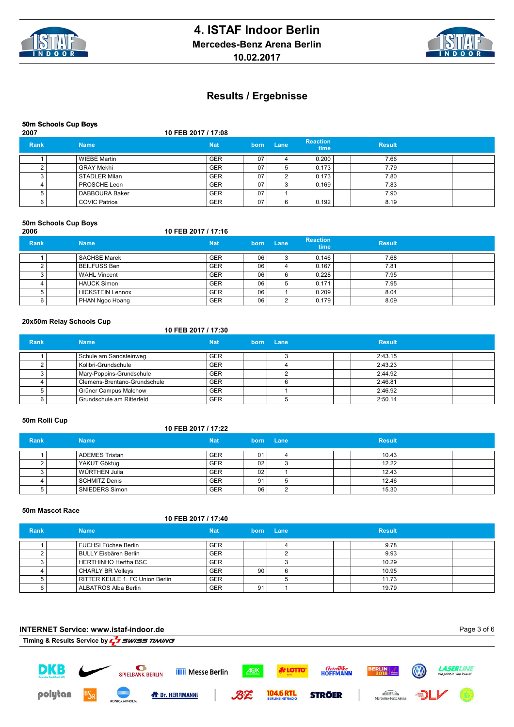# 4. ISTAF Indoor Berlin

## Mercedes-Benz Arena Berlin

## 10.02.2017

## Results / Ergebnisse

### 50m Schools Cup Boys 2007

10 FEB 2017 / 17:08

| Rank | Name | Nat | born | Lane | Reaction time | Result |
|---|---|---|---|---|---|---|
| 1 | WIEBE Martin | GER | 07 | 4 | 0.200 | 7.66 |
| 2 | GRAY Mekhi | GER | 07 | 5 | 0.173 | 7.79 |
| 3 | STADLER Milan | GER | 07 | 2 | 0.173 | 7.80 |
| 4 | PROSCHE Leon | GER | 07 | 3 | 0.169 | 7.83 |
| 5 | DABBOURA Baker | GER | 07 | 1 | | 7.90 |
| 6 | COVIC Patrice | GER | 07 | 6 | 0.192 | 8.19 |

### 50m Schools Cup Boys 2006

10 FEB 2017 / 17:16

| Rank | Name | Nat | born | Lane | Reaction time | Result |
|---|---|---|---|---|---|---|
| 1 | SACHSE Marek | GER | 06 | 3 | 0.146 | 7.68 |
| 2 | BEILFUSS Ben | GER | 06 | 4 | 0.167 | 7.81 |
| 3 | WAHL Vincent | GER | 06 | 6 | 0.228 | 7.95 |
| 4 | HAUCK Simon | GER | 06 | 5 | 0.171 | 7.95 |
| 5 | HICKSTEIN Lennox | GER | 06 | 1 | 0.209 | 8.04 |
| 6 | PHAN Ngoc Hoang | GER | 06 | 2 | 0.179 | 8.09 |

### 20x50m Relay Schools Cup

10 FEB 2017 / 17:30

| Rank | Name | Nat | born | Lane | Result |
|---|---|---|---|---|---|
| 1 | Schule am Sandsteinweg | GER | | 3 | 2:43.15 |
| 2 | Kolibri-Grundschule | GER | | 4 | 2:43.23 |
| 3 | Mary-Poppins-Grundschule | GER | | 2 | 2:44.92 |
| 4 | Clemens-Brentano-Grundschule | GER | | 6 | 2:46.81 |
| 5 | Grüner Campus Malchow | GER | | 1 | 2:46.92 |
| 6 | Grundschule am Ritterfeld | GER | | 5 | 2:50.14 |

### 50m Rolli Cup

10 FEB 2017 / 17:22

| Rank | Name | Nat | born | Lane | Result |
|---|---|---|---|---|---|
| 1 | ADEMES Tristan | GER | 01 | 4 | 10.43 |
| 2 | YAKUT Göktug | GER | 02 | 3 | 12.22 |
| 3 | WÜRTHEN Julia | GER | 02 | 1 | 12.43 |
| 4 | SCHMITZ Denis | GER | 91 | 5 | 12.46 |
| 5 | SNIEDERS Simon | GER | 06 | 2 | 15.30 |

### 50m Mascot Race

10 FEB 2017 / 17:40

| Rank | Name | Nat | born | Lane | Result |
|---|---|---|---|---|---|
| 1 | FUCHSI Füchse Berlin | GER | | 4 | 9.78 |
| 2 | BULLY Eisbären Berlin | GER | | 2 | 9.93 |
| 3 | HERTHINHO Hertha BSC | GER | | 3 | 10.29 |
| 4 | CHARLY BR Volleys | GER | 90 | 6 | 10.95 |
| 5 | RITTER KEULE 1. FC Union Berlin | GER | | 5 | 11.73 |
| 6 | ALBATROS Alba Berlin | GER | 91 | 1 | 19.79 |

**INTERNET Service: www.istaf-indoor.de**

**Timing & Results Service by SWISS TIMING**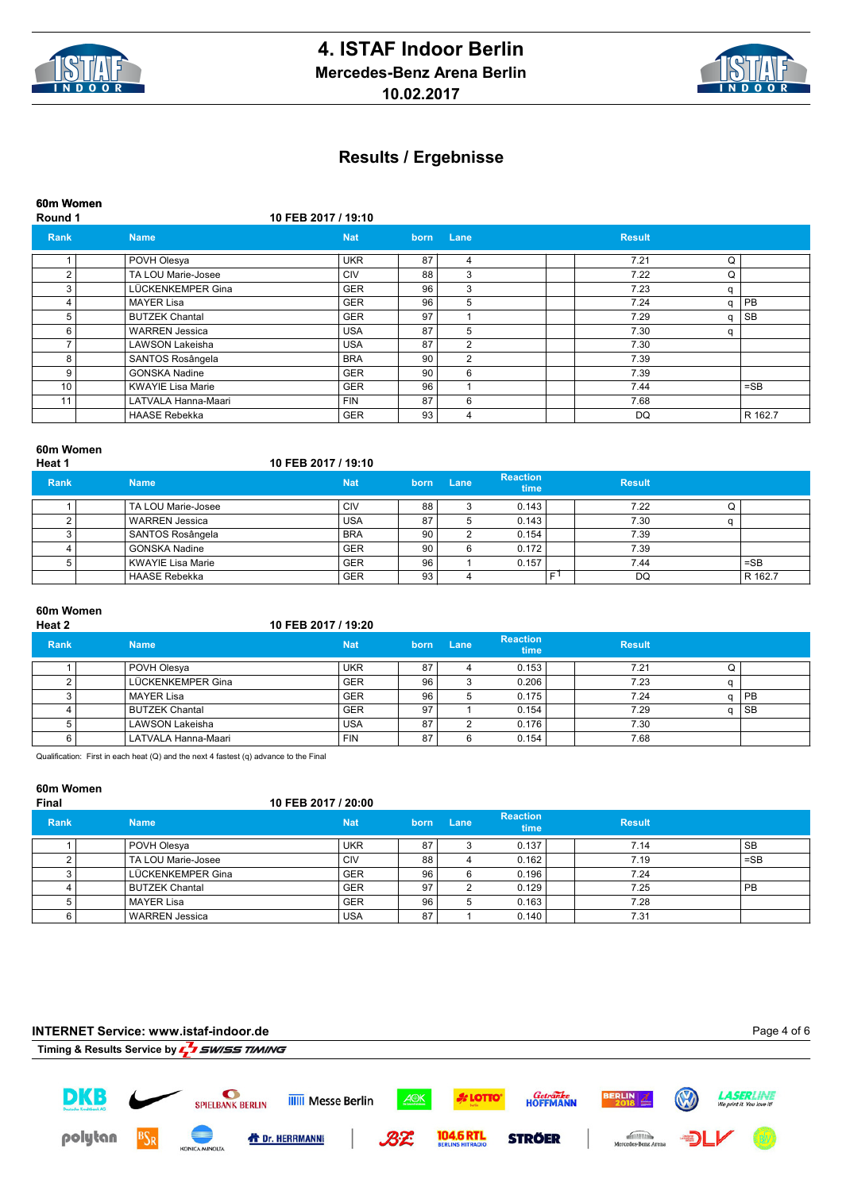# 4. ISTAF Indoor Berlin

## Mercedes-Benz Arena Berlin

## 10.02.2017

## Results / Ergebnisse

### 60m Women
**Round 1** — 10 FEB 2017 / 19:10

| Rank | Name | Nat | born | Lane | | Result | | |
|---|---|---|---|---|---|---|---|---|
| 1 | POVH Olesya | UKR | 87 | 4 | | 7.21 | Q | |
| 2 | TA LOU Marie-Josee | CIV | 88 | 3 | | 7.22 | Q | |
| 3 | LÜCKENKEMPER Gina | GER | 96 | 3 | | 7.23 | q | |
| 4 | MAYER Lisa | GER | 96 | 5 | | 7.24 | q | PB |
| 5 | BUTZEK Chantal | GER | 97 | 1 | | 7.29 | q | SB |
| 6 | WARREN Jessica | USA | 87 | 5 | | 7.30 | q | |
| 7 | LAWSON Lakeisha | USA | 87 | 2 | | 7.30 | | |
| 8 | SANTOS Rosângela | BRA | 90 | 2 | | 7.39 | | |
| 9 | GONSKA Nadine | GER | 90 | 6 | | 7.39 | | |
| 10 | KWAYIE Lisa Marie | GER | 96 | 1 | | 7.44 | | =SB |
| 11 | LATVALA Hanna-Maari | FIN | 87 | 6 | | 7.68 | | |
| | HAASE Rebekka | GER | 93 | 4 | | DQ | | R 162.7 |

### 60m Women
**Heat 1** — 10 FEB 2017 / 19:10

| Rank | Name | Nat | born | Lane | Reaction time | | Result | | |
|---|---|---|---|---|---|---|---|---|---|
| 1 | TA LOU Marie-Josee | CIV | 88 | 3 | 0.143 | | 7.22 | Q | |
| 2 | WARREN Jessica | USA | 87 | 5 | 0.143 | | 7.30 | q | |
| 3 | SANTOS Rosângela | BRA | 90 | 2 | 0.154 | | 7.39 | | |
| 4 | GONSKA Nadine | GER | 90 | 6 | 0.172 | | 7.39 | | |
| 5 | KWAYIE Lisa Marie | GER | 96 | 1 | 0.157 | | 7.44 | | =SB |
| | HAASE Rebekka | GER | 93 | 4 | | F1 | DQ | | R 162.7 |

### 60m Women
**Heat 2** — 10 FEB 2017 / 19:20

| Rank | Name | Nat | born | Lane | Reaction time | | Result | | |
|---|---|---|---|---|---|---|---|---|---|
| 1 | POVH Olesya | UKR | 87 | 4 | 0.153 | | 7.21 | Q | |
| 2 | LÜCKENKEMPER Gina | GER | 96 | 3 | 0.206 | | 7.23 | q | |
| 3 | MAYER Lisa | GER | 96 | 5 | 0.175 | | 7.24 | q | PB |
| 4 | BUTZEK Chantal | GER | 97 | 1 | 0.154 | | 7.29 | q | SB |
| 5 | LAWSON Lakeisha | USA | 87 | 2 | 0.176 | | 7.30 | | |
| 6 | LATVALA Hanna-Maari | FIN | 87 | 6 | 0.154 | | 7.68 | | |

Qualification: First in each heat (Q) and the next 4 fastest (q) advance to the Final

### 60m Women
**Final** — 10 FEB 2017 / 20:00

| Rank | Name | Nat | born | Lane | Reaction time | | Result | |
|---|---|---|---|---|---|---|---|---|
| 1 | POVH Olesya | UKR | 87 | 3 | 0.137 | | 7.14 | SB |
| 2 | TA LOU Marie-Josee | CIV | 88 | 4 | 0.162 | | 7.19 | =SB |
| 3 | LÜCKENKEMPER Gina | GER | 96 | 6 | 0.196 | | 7.24 | |
| 4 | BUTZEK Chantal | GER | 97 | 2 | 0.129 | | 7.25 | PB |
| 5 | MAYER Lisa | GER | 96 | 5 | 0.163 | | 7.28 | |
| 6 | WARREN Jessica | USA | 87 | 1 | 0.140 | | 7.31 | |

**INTERNET Service: www.istaf-indoor.de**

**Timing & Results Service by SWISS TIMING**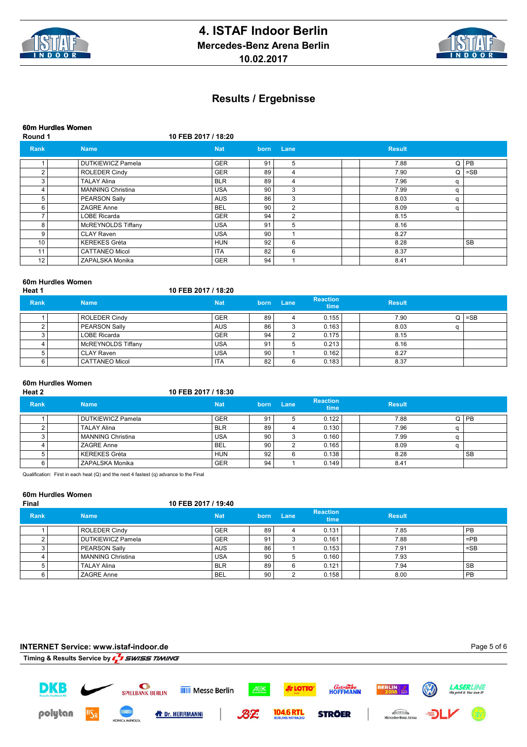# 4. ISTAF Indoor Berlin

## Mercedes-Benz Arena Berlin

## 10.02.2017

## Results / Ergebnisse

### 60m Hurdles Women

**Round 1** — 10 FEB 2017 / 18:20

| Rank | Name | Nat | born | Lane | Result | | |
|---|---|---|---|---|---|---|---|
| 1 | DUTKIEWICZ Pamela | GER | 91 | 5 | 7.88 | Q | PB |
| 2 | ROLEDER Cindy | GER | 89 | 4 | 7.90 | Q | =SB |
| 3 | TALAY Alina | BLR | 89 | 4 | 7.96 | q | |
| 4 | MANNING Christina | USA | 90 | 3 | 7.99 | q | |
| 5 | PEARSON Sally | AUS | 86 | 3 | 8.03 | q | |
| 6 | ZAGRE Anne | BEL | 90 | 2 | 8.09 | q | |
| 7 | LOBE Ricarda | GER | 94 | 2 | 8.15 | | |
| 8 | McREYNOLDS Tiffany | USA | 91 | 5 | 8.16 | | |
| 9 | CLAY Raven | USA | 90 | 1 | 8.27 | | |
| 10 | KEREKES Gréta | HUN | 92 | 6 | 8.28 | | SB |
| 11 | CATTANEO Micol | ITA | 82 | 6 | 8.37 | | |
| 12 | ZAPALSKA Monika | GER | 94 | 1 | 8.41 | | |

### 60m Hurdles Women

**Heat 1** — 10 FEB 2017 / 18:20

| Rank | Name | Nat | born | Lane | Reaction time | Result | | |
|---|---|---|---|---|---|---|---|---|
| 1 | ROLEDER Cindy | GER | 89 | 4 | 0.155 | 7.90 | Q | =SB |
| 2 | PEARSON Sally | AUS | 86 | 3 | 0.163 | 8.03 | q | |
| 3 | LOBE Ricarda | GER | 94 | 2 | 0.175 | 8.15 | | |
| 4 | McREYNOLDS Tiffany | USA | 91 | 5 | 0.213 | 8.16 | | |
| 5 | CLAY Raven | USA | 90 | 1 | 0.162 | 8.27 | | |
| 6 | CATTANEO Micol | ITA | 82 | 6 | 0.183 | 8.37 | | |

### 60m Hurdles Women

**Heat 2** — 10 FEB 2017 / 18:30

| Rank | Name | Nat | born | Lane | Reaction time | Result | | |
|---|---|---|---|---|---|---|---|---|
| 1 | DUTKIEWICZ Pamela | GER | 91 | 5 | 0.122 | 7.88 | Q | PB |
| 2 | TALAY Alina | BLR | 89 | 4 | 0.130 | 7.96 | q | |
| 3 | MANNING Christina | USA | 90 | 3 | 0.160 | 7.99 | q | |
| 4 | ZAGRE Anne | BEL | 90 | 2 | 0.165 | 8.09 | q | |
| 5 | KEREKES Gréta | HUN | 92 | 6 | 0.138 | 8.28 | | SB |
| 6 | ZAPALSKA Monika | GER | 94 | 1 | 0.149 | 8.41 | | |

Qualification: First in each heat (Q) and the next 4 fastest (q) advance to the Final

### 60m Hurdles Women

**Final** — 10 FEB 2017 / 19:40

| Rank | Name | Nat | born | Lane | Reaction time | Result | |
|---|---|---|---|---|---|---|---|
| 1 | ROLEDER Cindy | GER | 89 | 4 | 0.131 | 7.85 | PB |
| 2 | DUTKIEWICZ Pamela | GER | 91 | 3 | 0.161 | 7.88 | =PB |
| 3 | PEARSON Sally | AUS | 86 | 1 | 0.153 | 7.91 | =SB |
| 4 | MANNING Christina | USA | 90 | 5 | 0.160 | 7.93 | |
| 5 | TALAY Alina | BLR | 89 | 6 | 0.121 | 7.94 | SB |
| 6 | ZAGRE Anne | BEL | 90 | 2 | 0.158 | 8.00 | PB |

**INTERNET Service: www.istaf-indoor.de**

Timing & Results Service by SWISS TIMING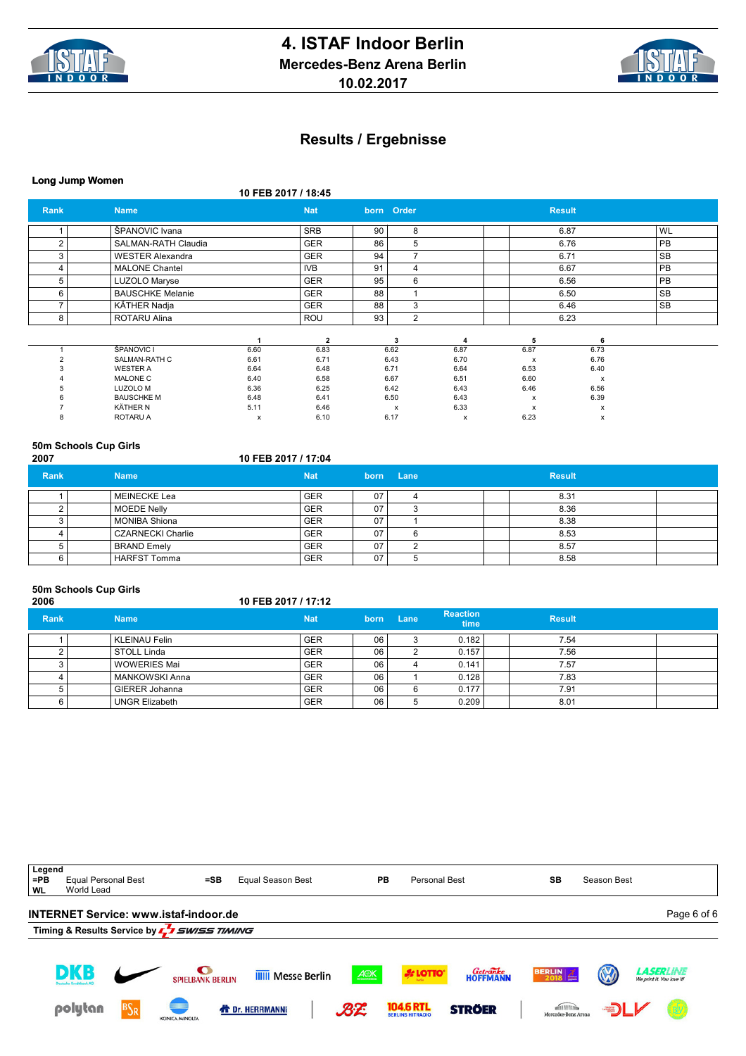# 4. ISTAF Indoor Berlin

## Mercedes-Benz Arena Berlin

## 10.02.2017

## Results / Ergebnisse

### Long Jump Women

10 FEB 2017 / 18:45

| Rank | | Name | Nat | born | Order | | Result | |
|---|---|---|---|---|---|---|---|---|
| 1 | | ŠPANOVIC Ivana | SRB | 90 | 8 | | 6.87 | WL |
| 2 | | SALMAN-RATH Claudia | GER | 86 | 5 | | 6.76 | PB |
| 3 | | WESTER Alexandra | GER | 94 | 7 | | 6.71 | SB |
| 4 | | MALONE Chantel | IVB | 91 | 4 | | 6.67 | PB |
| 5 | | LUZOLO Maryse | GER | 95 | 6 | | 6.56 | PB |
| 6 | | BAUSCHKE Melanie | GER | 88 | 1 | | 6.50 | SB |
| 7 | | KÄTHER Nadja | GER | 88 | 3 | | 6.46 | SB |
| 8 | | ROTARU Alina | ROU | 93 | 2 | | 6.23 | |

| | | 1 | 2 | 3 | 4 | 5 | 6 |
|---|---|---|---|---|---|---|---|
| 1 | ŠPANOVIC I | 6.60 | 6.83 | 6.62 | 6.87 | 6.87 | 6.73 |
| 2 | SALMAN-RATH C | 6.61 | 6.71 | 6.43 | 6.70 | x | 6.76 |
| 3 | WESTER A | 6.64 | 6.48 | 6.71 | 6.64 | 6.53 | 6.40 |
| 4 | MALONE C | 6.40 | 6.58 | 6.67 | 6.51 | 6.60 | x |
| 5 | LUZOLO M | 6.36 | 6.25 | 6.42 | 6.43 | 6.46 | 6.56 |
| 6 | BAUSCHKE M | 6.48 | 6.41 | 6.50 | 6.43 | x | 6.39 |
| 7 | KÄTHER N | 5.11 | 6.46 | x | 6.33 | x | x |
| 8 | ROTARU A | x | 6.10 | 6.17 | x | 6.23 | x |

### 50m Schools Cup Girls

2007

10 FEB 2017 / 17:04

| Rank | | Name | Nat | born | Lane | | Result | |
|---|---|---|---|---|---|---|---|---|
| 1 | | MEINECKE Lea | GER | 07 | 4 | | 8.31 | |
| 2 | | MOEDE Nelly | GER | 07 | 3 | | 8.36 | |
| 3 | | MONIBA Shiona | GER | 07 | 1 | | 8.38 | |
| 4 | | CZARNECKI Charlie | GER | 07 | 6 | | 8.53 | |
| 5 | | BRAND Emely | GER | 07 | 2 | | 8.57 | |
| 6 | | HARFST Tomma | GER | 07 | 5 | | 8.58 | |

### 50m Schools Cup Girls

2006

10 FEB 2017 / 17:12

| Rank | | Name | Nat | born | Lane | Reaction time | Result | |
|---|---|---|---|---|---|---|---|---|
| 1 | | KLEINAU Felin | GER | 06 | 3 | 0.182 | 7.54 | |
| 2 | | STOLL Linda | GER | 06 | 2 | 0.157 | 7.56 | |
| 3 | | WOWERIES Mai | GER | 06 | 4 | 0.141 | 7.57 | |
| 4 | | MANKOWSKI Anna | GER | 06 | 1 | 0.128 | 7.83 | |
| 5 | | GIERER Johanna | GER | 06 | 6 | 0.177 | 7.91 | |
| 6 | | UNGR Elizabeth | GER | 06 | 5 | 0.209 | 8.01 | |

**Legend**

| | | | | | | | |
|---|---|---|---|---|---|---|---|
| =PB | Equal Personal Best | =SB | Equal Season Best | PB | Personal Best | SB | Season Best |
| WL | World Lead | | | | | | |

**INTERNET Service: www.istaf-indoor.de**

**Timing & Results Service by SWISS TIMING**